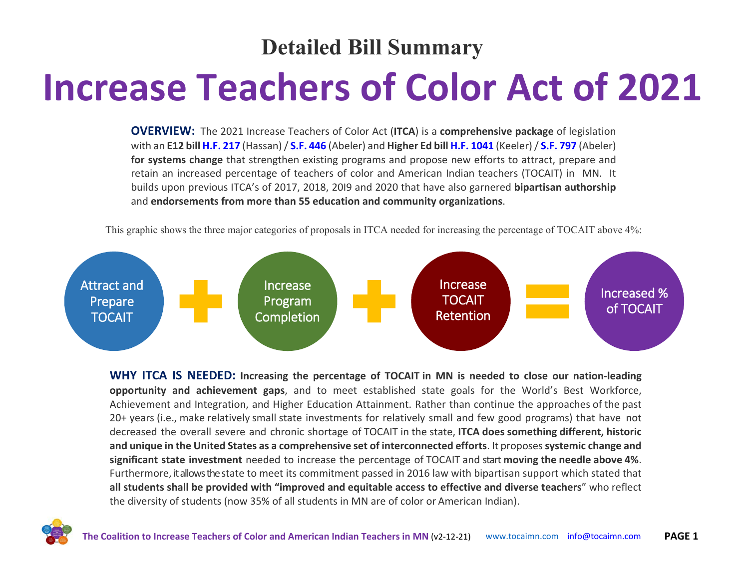## Detailed Bill Summary

# Increase Teachers of Color Act of 2021

**OVERVIEW:** The 2021 Increase Teachers of Color Act (**ITCA**) is a **comprehensive package** of legislation with an **E12 bill H.F. 217** (Hassan) / **S.F. 446** (Abeler) and **Higher Ed bill H.F. 1041** (Keeler) / **S.F. 797** (Abeler) **for systems change** that strengthen existing programs and propose new efforts to attract, prepare and retain an increased percentage of teachers of color and American Indian teachers (TOCAIT) in MN. It builds upon previous ITCA's of 2017, 2018, 20I9 and 2020 that have also garnered **bipartisan authorship** and **endorsements from more than 55 education and community organizations**.

This graphic shows the three major categories of proposals in ITCA needed for increasing the percentage of TOCAIT above 4%:

Attract and Prepare TOCAIT + Increase Program Completion + Increase TOCAIT Retention = Increased % of TOCAIT

**WHY ITCA IS NEEDED: Increasing the percentage of TOCAIT in MN is needed to close our nation-leading opportunity and achievement gaps**, and to meet established state goals for the World's Best Workforce, Achievement and Integration, and Higher Education Attainment. Rather than continue the approaches of the past 20+ years (i.e., make relatively small state investments for relatively small and few good programs) that have not decreased the overall severe and chronic shortage of TOCAIT in the state, **ITCA does something different, historic and unique in the United States as a comprehensive set of interconnected efforts**. It proposes **systemic change and significant state investment** needed to increase the percentage of TOCAIT and start **moving the needle above 4%**. Furthermore, it allows the state to meet its commitment passed in 2016 law with bipartisan support which stated that **all students shall be provided with "improved and equitable access to effective and diverse teachers**" who reflect the diversity of students (now 35% of all students in MN are of color or American Indian).

**The Coalition to Increase Teachers of Color and American Indian Teachers in MN** (v2-12-21) www.tocaimn.com info@tocaimn.com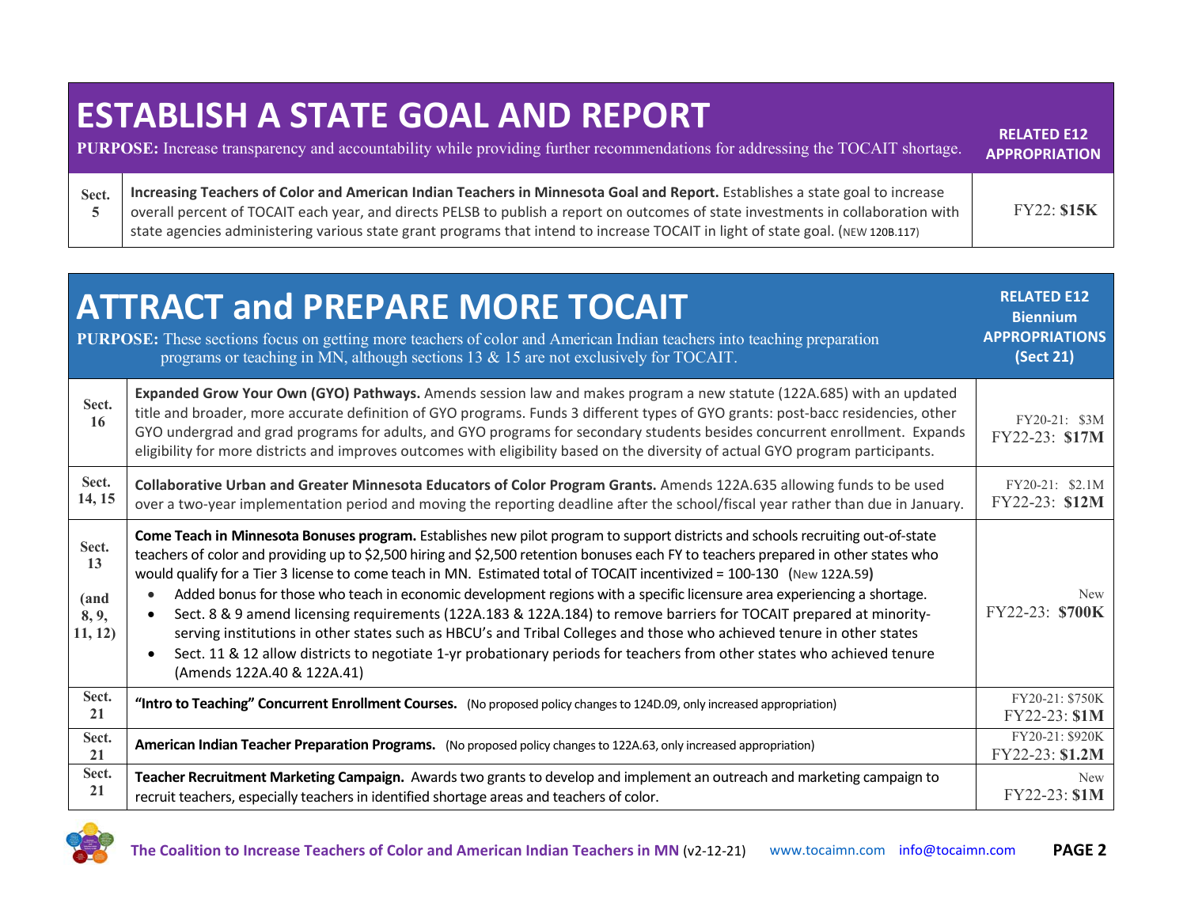# ESTABLISH A STATE GOAL AND REPORT

**PURPOSE:** Increase transparency and accountability while providing further recommendations for addressing the TOCAIT shortage.

| | | RELATED E12 APPROPRIATION |
|---|---|---|
| Sect. 5 | **Increasing Teachers of Color and American Indian Teachers in Minnesota Goal and Report.** Establishes a state goal to increase overall percent of TOCAIT each year, and directs PELSB to publish a report on outcomes of state investments in collaboration with state agencies administering various state grant programs that intend to increase TOCAIT in light of state goal. (NEW 120B.117) | FY22: **$15K** |

# ATTRACT and PREPARE MORE TOCAIT

**PURPOSE:** These sections focus on getting more teachers of color and American Indian teachers into teaching preparation programs or teaching in MN, although sections 13 & 15 are not exclusively for TOCAIT.

| | | RELATED E12 Biennium APPROPRIATIONS (Sect 21) |
|---|---|---|
| Sect. 16 | **Expanded Grow Your Own (GYO) Pathways.** Amends session law and makes program a new statute (122A.685) with an updated title and broader, more accurate definition of GYO programs. Funds 3 different types of GYO grants: post-bacc residencies, other GYO undergrad and grad programs for adults, and GYO programs for secondary students besides concurrent enrollment. Expands eligibility for more districts and improves outcomes with eligibility based on the diversity of actual GYO program participants. | FY20-21: $3M<br>FY22-23: **$17M** |
| Sect. 14, 15 | **Collaborative Urban and Greater Minnesota Educators of Color Program Grants.** Amends 122A.635 allowing funds to be used over a two-year implementation period and moving the reporting deadline after the school/fiscal year rather than due in January. | FY20-21: $2.1M<br>FY22-23: **$12M** |
| Sect. 13 (and 8, 9, 11, 12) | **Come Teach in Minnesota Bonuses program.** Establishes new pilot program to support districts and schools recruiting out-of-state teachers of color and providing up to $2,500 hiring and $2,500 retention bonuses each FY to teachers prepared in other states who would qualify for a Tier 3 license to come teach in MN. Estimated total of TOCAIT incentivized = 100-130 (New 122A.59)<br>• Added bonus for those who teach in economic development regions with a specific licensure area experiencing a shortage.<br>• Sect. 8 & 9 amend licensing requirements (122A.183 & 122A.184) to remove barriers for TOCAIT prepared at minority-serving institutions in other states such as HBCU's and Tribal Colleges and those who achieved tenure in other states<br>• Sect. 11 & 12 allow districts to negotiate 1-yr probationary periods for teachers from other states who achieved tenure (Amends 122A.40 & 122A.41) | New<br>FY22-23: **$700K** |
| Sect. 21 | **"Intro to Teaching" Concurrent Enrollment Courses.** (No proposed policy changes to 124D.09, only increased appropriation) | FY20-21: $750K<br>FY22-23: **$1M** |
| Sect. 21 | **American Indian Teacher Preparation Programs.** (No proposed policy changes to 122A.63, only increased appropriation) | FY20-21: $920K<br>FY22-23: **$1.2M** |
| Sect. 21 | **Teacher Recruitment Marketing Campaign.** Awards two grants to develop and implement an outreach and marketing campaign to recruit teachers, especially teachers in identified shortage areas and teachers of color. | New<br>FY22-23: **$1M** |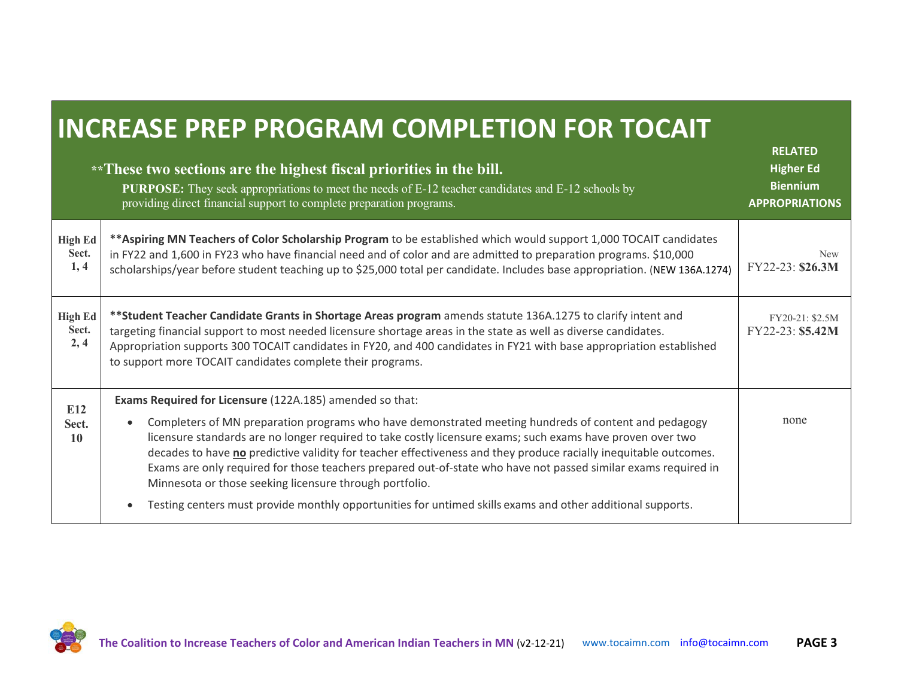# INCREASE PREP PROGRAM COMPLETION FOR TOCAIT

**\*\*These two sections are the highest fiscal priorities in the bill.**

**PURPOSE:** They seek appropriations to meet the needs of E-12 teacher candidates and E-12 schools by providing direct financial support to complete preparation programs.

| | | RELATED Higher Ed Biennium APPROPRIATIONS |
|---|---|---|
| **High Ed Sect. 1, 4** | **\*\*Aspiring MN Teachers of Color Scholarship Program** to be established which would support 1,000 TOCAIT candidates in FY22 and 1,600 in FY23 who have financial need and of color and are admitted to preparation programs. $10,000 scholarships/year before student teaching up to $25,000 total per candidate. Includes base appropriation. (NEW 136A.1274) | New<br>FY22-23: **$26.3M** |
| **High Ed Sect. 2, 4** | **\*\*Student Teacher Candidate Grants in Shortage Areas program** amends statute 136A.1275 to clarify intent and targeting financial support to most needed licensure shortage areas in the state as well as diverse candidates. Appropriation supports 300 TOCAIT candidates in FY20, and 400 candidates in FY21 with base appropriation established to support more TOCAIT candidates complete their programs. | FY20-21: $2.5M<br>FY22-23: **$5.42M** |
| **E12 Sect. 10** | **Exams Required for Licensure** (122A.185) amended so that:<br>• Completers of MN preparation programs who have demonstrated meeting hundreds of content and pedagogy licensure standards are no longer required to take costly licensure exams; such exams have proven over two decades to have **<u>no</u>** predictive validity for teacher effectiveness and they produce racially inequitable outcomes. Exams are only required for those teachers prepared out-of-state who have not passed similar exams required in Minnesota or those seeking licensure through portfolio.<br>• Testing centers must provide monthly opportunities for untimed skills exams and other additional supports. | none |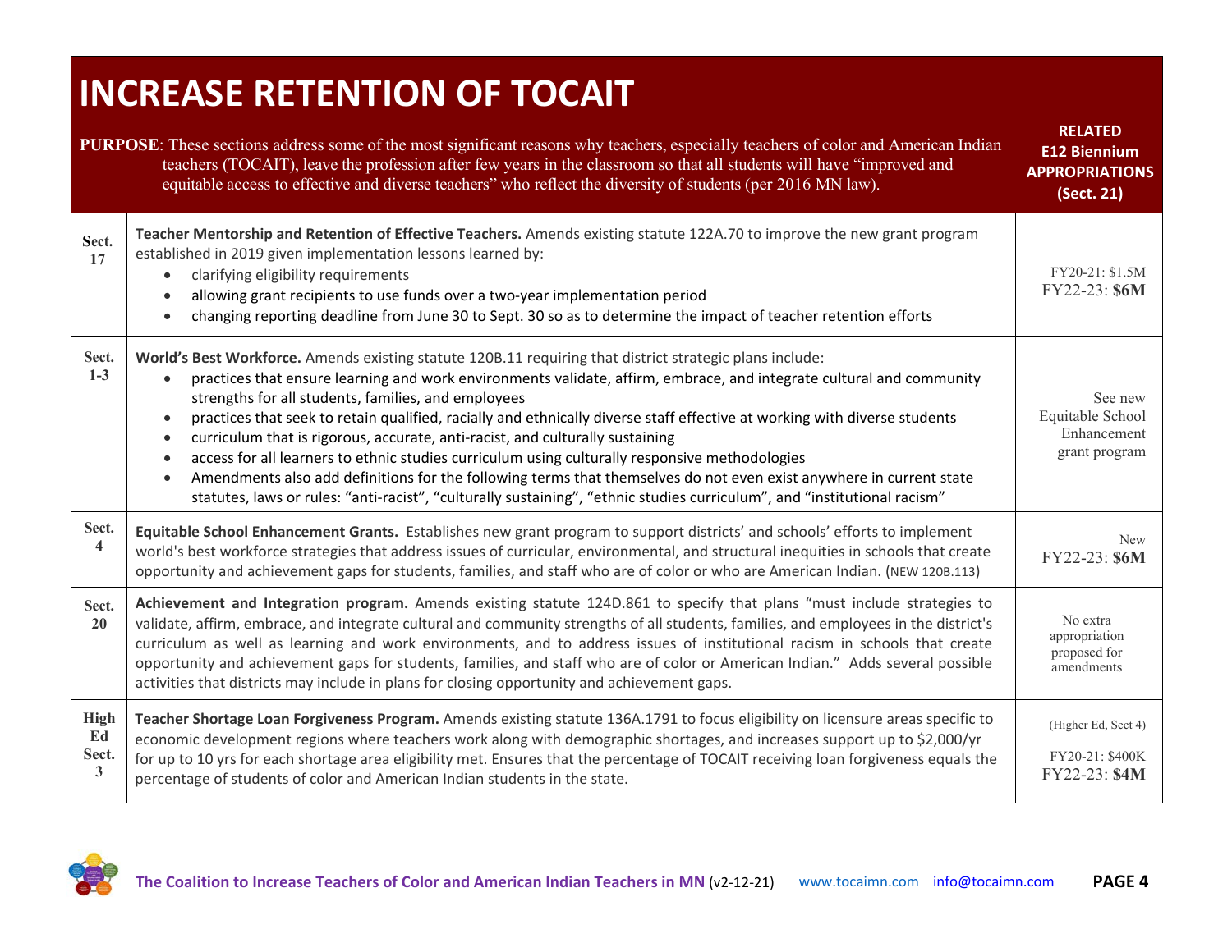# INCREASE RETENTION OF TOCAIT

**PURPOSE**: These sections address some of the most significant reasons why teachers, especially teachers of color and American Indian teachers (TOCAIT), leave the profession after few years in the classroom so that all students will have "improved and equitable access to effective and diverse teachers" who reflect the diversity of students (per 2016 MN law).

| Section | Description | RELATED E12 Biennium APPROPRIATIONS (Sect. 21) |
|---|---|---|
| Sect. 17 | **Teacher Mentorship and Retention of Effective Teachers.** Amends existing statute 122A.70 to improve the new grant program established in 2019 given implementation lessons learned by:<br>• clarifying eligibility requirements<br>• allowing grant recipients to use funds over a two-year implementation period<br>• changing reporting deadline from June 30 to Sept. 30 so as to determine the impact of teacher retention efforts | FY20-21: $1.5M<br>FY22-23: **$6M** |
| Sect. 1-3 | **World's Best Workforce.** Amends existing statute 120B.11 requiring that district strategic plans include:<br>• practices that ensure learning and work environments validate, affirm, embrace, and integrate cultural and community strengths for all students, families, and employees<br>• practices that seek to retain qualified, racially and ethnically diverse staff effective at working with diverse students<br>• curriculum that is rigorous, accurate, anti-racist, and culturally sustaining<br>• access for all learners to ethnic studies curriculum using culturally responsive methodologies<br>• Amendments also add definitions for the following terms that themselves do not even exist anywhere in current state statutes, laws or rules: "anti-racist", "culturally sustaining", "ethnic studies curriculum", and "institutional racism" | See new Equitable School Enhancement grant program |
| Sect. 4 | **Equitable School Enhancement Grants.** Establishes new grant program to support districts' and schools' efforts to implement world's best workforce strategies that address issues of curricular, environmental, and structural inequities in schools that create opportunity and achievement gaps for students, families, and staff who are of color or who are American Indian. (NEW 120B.113) | New<br>FY22-23: **$6M** |
| Sect. 20 | **Achievement and Integration program.** Amends existing statute 124D.861 to specify that plans "must include strategies to validate, affirm, embrace, and integrate cultural and community strengths of all students, families, and employees in the district's curriculum as well as learning and work environments, and to address issues of institutional racism in schools that create opportunity and achievement gaps for students, families, and staff who are of color or American Indian." Adds several possible activities that districts may include in plans for closing opportunity and achievement gaps. | No extra appropriation proposed for amendments |
| High Ed Sect. 3 | **Teacher Shortage Loan Forgiveness Program.** Amends existing statute 136A.1791 to focus eligibility on licensure areas specific to economic development regions where teachers work along with demographic shortages, and increases support up to $2,000/yr for up to 10 yrs for each shortage area eligibility met. Ensures that the percentage of TOCAIT receiving loan forgiveness equals the percentage of students of color and American Indian students in the state. | (Higher Ed, Sect 4)<br>FY20-21: $400K<br>FY22-23: **$4M** |

The Coalition to Increase Teachers of Color and American Indian Teachers in MN (v2-12-21) www.tocaimn.com info@tocaimn.com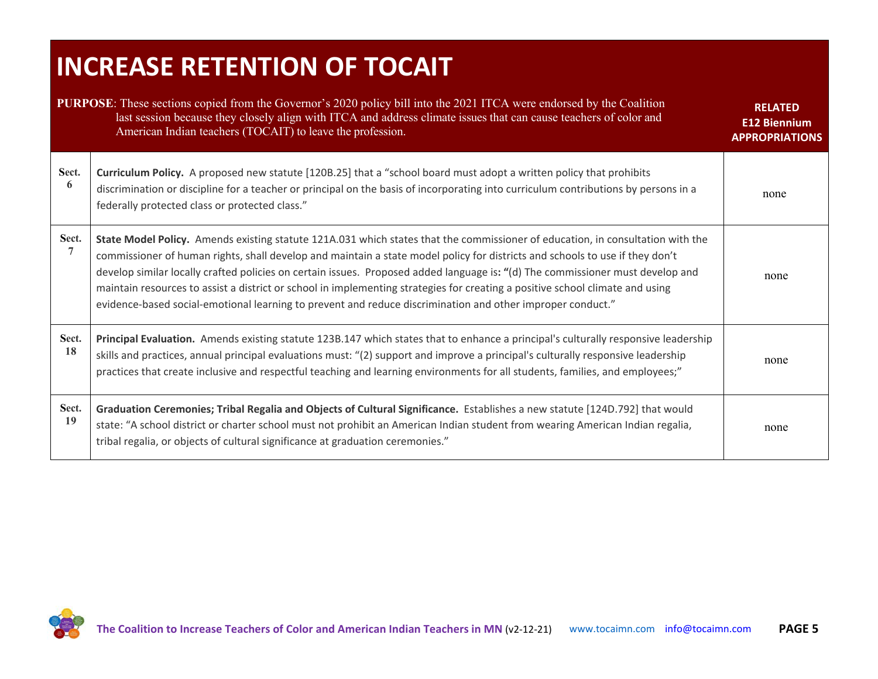# INCREASE RETENTION OF TOCAIT

**PURPOSE**: These sections copied from the Governor's 2020 policy bill into the 2021 ITCA were endorsed by the Coalition last session because they closely align with ITCA and address climate issues that can cause teachers of color and American Indian teachers (TOCAIT) to leave the profession.

| | | RELATED E12 Biennium APPROPRIATIONS |
|---|---|---|
| Sect. 6 | **Curriculum Policy.** A proposed new statute [120B.25] that a "school board must adopt a written policy that prohibits discrimination or discipline for a teacher or principal on the basis of incorporating into curriculum contributions by persons in a federally protected class or protected class." | none |
| Sect. 7 | **State Model Policy.** Amends existing statute 121A.031 which states that the commissioner of education, in consultation with the commissioner of human rights, shall develop and maintain a state model policy for districts and schools to use if they don't develop similar locally crafted policies on certain issues. Proposed added language is: "(d) The commissioner must develop and maintain resources to assist a district or school in implementing strategies for creating a positive school climate and using evidence-based social-emotional learning to prevent and reduce discrimination and other improper conduct." | none |
| Sect. 18 | **Principal Evaluation.** Amends existing statute 123B.147 which states that to enhance a principal's culturally responsive leadership skills and practices, annual principal evaluations must: "(2) support and improve a principal's culturally responsive leadership practices that create inclusive and respectful teaching and learning environments for all students, families, and employees;" | none |
| Sect. 19 | **Graduation Ceremonies; Tribal Regalia and Objects of Cultural Significance.** Establishes a new statute [124D.792] that would state: "A school district or charter school must not prohibit an American Indian student from wearing American Indian regalia, tribal regalia, or objects of cultural significance at graduation ceremonies." | none |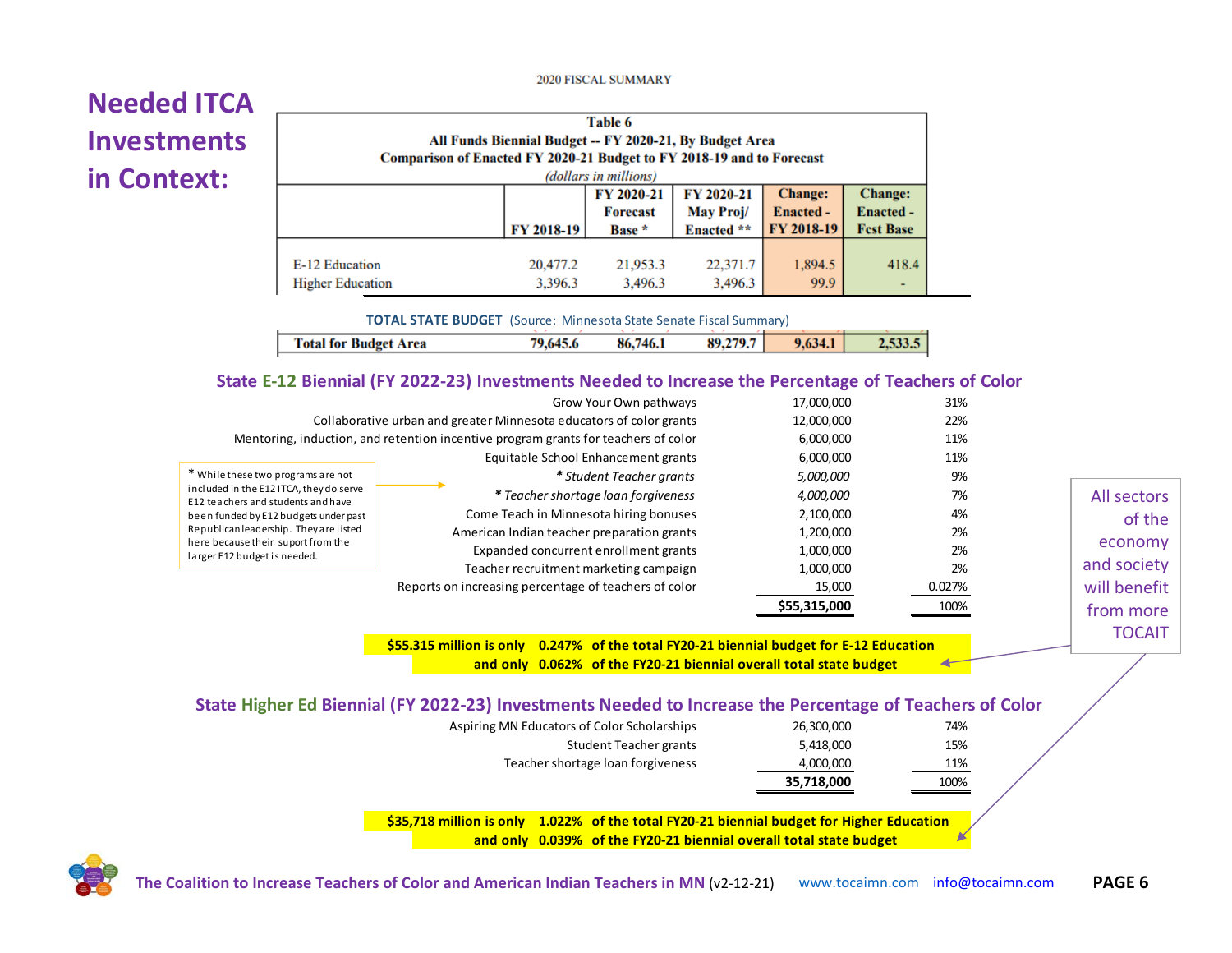# Needed ITCA Investments in Context:

2020 FISCAL SUMMARY

**Table 6**
**All Funds Biennial Budget -- FY 2020-21, By Budget Area**
**Comparison of Enacted FY 2020-21 Budget to FY 2018-19 and to Forecast**
*(dollars in millions)*

| | FY 2018-19 | FY 2020-21 Forecast Base * | FY 2020-21 May Proj/ Enacted ** | Change: Enacted - FY 2018-19 | Change: Enacted - Fcst Base |
|---|---|---|---|---|---|
| E-12 Education | 20,477.2 | 21,953.3 | 22,371.7 | 1,894.5 | 418.4 |
| Higher Education | 3,396.3 | 3,496.3 | 3,496.3 | 99.9 | - |
| **TOTAL STATE BUDGET** (Source: Minnesota State Senate Fiscal Summary) | | | | | |
| **Total for Budget Area** | **79,645.6** | **86,746.1** | **89,279.7** | **9,634.1** | **2,533.5** |

## State E-12 Biennial (FY 2022-23) Investments Needed to Increase the Percentage of Teachers of Color

| Program | Amount | Percent |
|---|---|---|
| Grow Your Own pathways | 17,000,000 | 31% |
| Collaborative urban and greater Minnesota educators of color grants | 12,000,000 | 22% |
| Mentoring, induction, and retention incentive program grants for teachers of color | 6,000,000 | 11% |
| Equitable School Enhancement grants | 6,000,000 | 11% |
| *\* Student Teacher grants* | *5,000,000* | 9% |
| *\* Teacher shortage loan forgiveness* | *4,000,000* | 7% |
| Come Teach in Minnesota hiring bonuses | 2,100,000 | 4% |
| American Indian teacher preparation grants | 1,200,000 | 2% |
| Expanded concurrent enrollment grants | 1,000,000 | 2% |
| Teacher recruitment marketing campaign | 1,000,000 | 2% |
| Reports on increasing percentage of teachers of color | 15,000 | 0.027% |
| | **$55,315,000** | 100% |

\* While these two programs are not included in the E12 ITCA, they do serve E12 teachers and students and have been funded by E12 budgets under past Republican leadership. They are listed here because their suport from the larger E12 budget is needed.

**$55.315 million is only 0.247% of the total FY20-21 biennial budget for E-12 Education and only 0.062% of the FY20-21 biennial overall total state budget**

All sectors of the economy and society will benefit from more TOCAIT

## State Higher Ed Biennial (FY 2022-23) Investments Needed to Increase the Percentage of Teachers of Color

| Program | Amount | Percent |
|---|---|---|
| Aspiring MN Educators of Color Scholarships | 26,300,000 | 74% |
| Student Teacher grants | 5,418,000 | 15% |
| Teacher shortage loan forgiveness | 4,000,000 | 11% |
| | **35,718,000** | 100% |

**$35,718 million is only 1.022% of the total FY20-21 biennial budget for Higher Education and only 0.039% of the FY20-21 biennial overall total state budget**

The Coalition to Increase Teachers of Color and American Indian Teachers in MN (v2-12-21) www.tocaimn.com info@tocaimn.com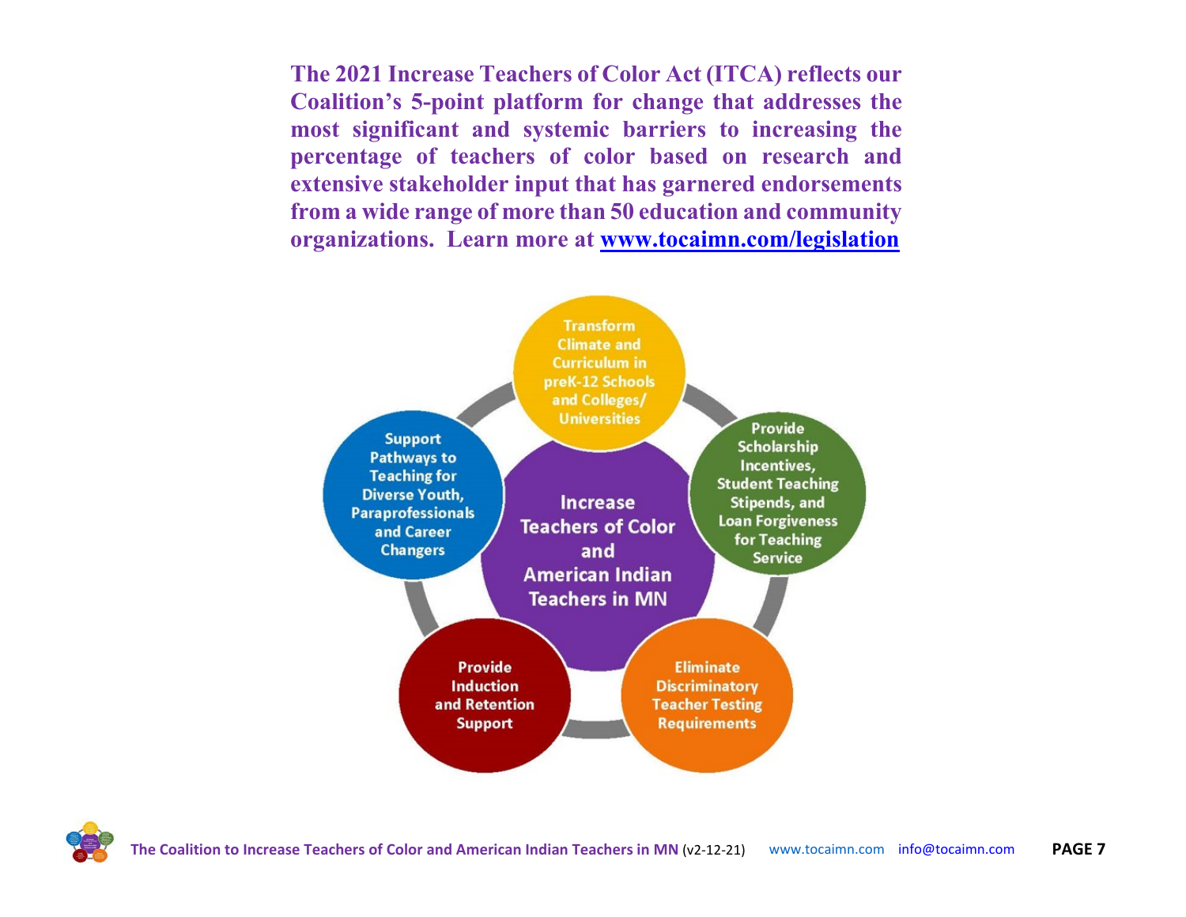**The 2021 Increase Teachers of Color Act (ITCA) reflects our Coalition's 5-point platform for change that addresses the most significant and systemic barriers to increasing the percentage of teachers of color based on research and extensive stakeholder input that has garnered endorsements from a wide range of more than 50 education and community organizations. Learn more at [www.tocaimn.com/legislation](http://www.tocaimn.com/legislation)**

Increase Teachers of Color and American Indian Teachers in MN

Transform Climate and Curriculum in preK-12 Schools and Colleges/ Universities

Provide Scholarship Incentives, Student Teaching Stipends, and Loan Forgiveness for Teaching Service

Eliminate Discriminatory Teacher Testing Requirements

Provide Induction and Retention Support

Support Pathways to Teaching for Diverse Youth, Paraprofessionals and Career Changers